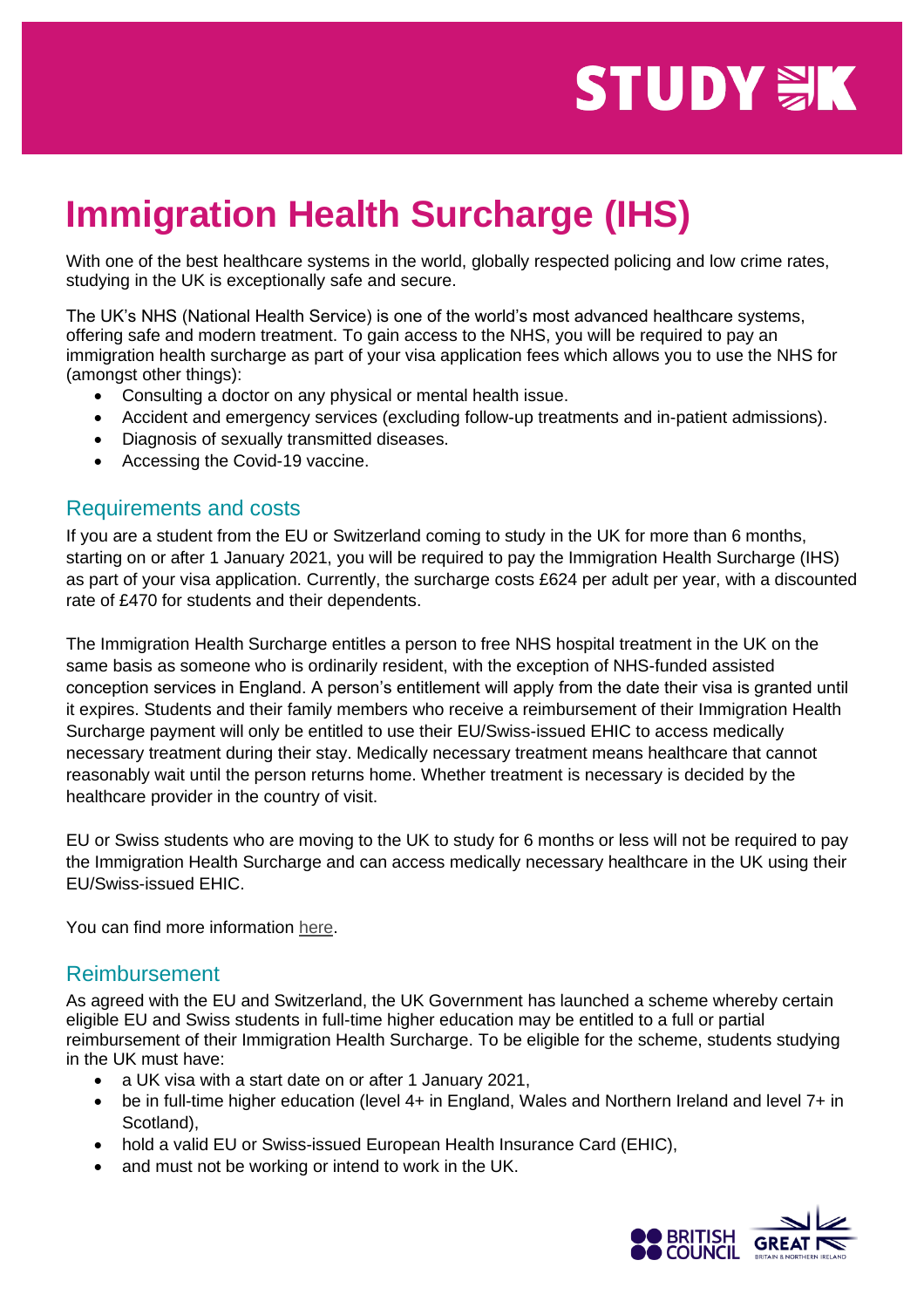# Immigration Health Surcharge (IHS)

With one of the best healthcare systems in the world, globally respected policing and low crime rates, studying in the UK is exceptionally safe and secure.

The UK's NHS (National Health Service) is one of the world's most advanced healthcare systems, offering safe and modern treatment. To gain access to the NHS, you will be required to pay an immigration health surcharge as part of your visa application fees which allows you to use the NHS for (amongst other things):

- Consulting a doctor on any physical or mental health issue.
- Accident and emergency services (excluding follow-up treatments and in-patient admissions).
- Diagnosis of sexually transmitted diseases.
- Accessing the Covid-19 vaccine.

## Requirements and costs

If you are a student from the EU or Switzerland coming to study in the UK for more than 6 months, starting on or after 1 January 2021, you will be required to pay the Immigration Health Surcharge (IHS) as part of your visa application. Currently, the surcharge costs £624 per adult per year, with a discounted rate of £470 for students and their dependents.

The Immigration Health Surcharge entitles a person to free NHS hospital treatment in the UK on the same basis as someone who is ordinarily resident, with the exception of NHS-funded assisted conception services in England. A person's entitlement will apply from the date their visa is granted until it expires. Students and their family members who receive a reimbursement of their Immigration Health Surcharge payment will only be entitled to use their EU/Swiss-issued EHIC to access medically necessary treatment during their stay. Medically necessary treatment means healthcare that cannot reasonably wait until the person returns home. Whether treatment is necessary is decided by the healthcare provider in the country of visit.

EU or Swiss students who are moving to the UK to study for 6 months or less will not be required to pay the Immigration Health Surcharge and can access medically necessary healthcare in the UK using their EU/Swiss-issued EHIC.

You can find more information here.

## Reimbursement

As agreed with the EU and Switzerland, the UK Government has launched a scheme whereby certain eligible EU and Swiss students in full-time higher education may be entitled to a full or partial reimbursement of their Immigration Health Surcharge. To be eligible for the scheme, students studying in the UK must have:

- a UK visa with a start date on or after 1 January 2021,
- be in full-time higher education (level 4+ in England, Wales and Northern Ireland and level 7+ in Scotland),
- hold a valid EU or Swiss-issued European Health Insurance Card (EHIC),
- and must not be working or intend to work in the UK.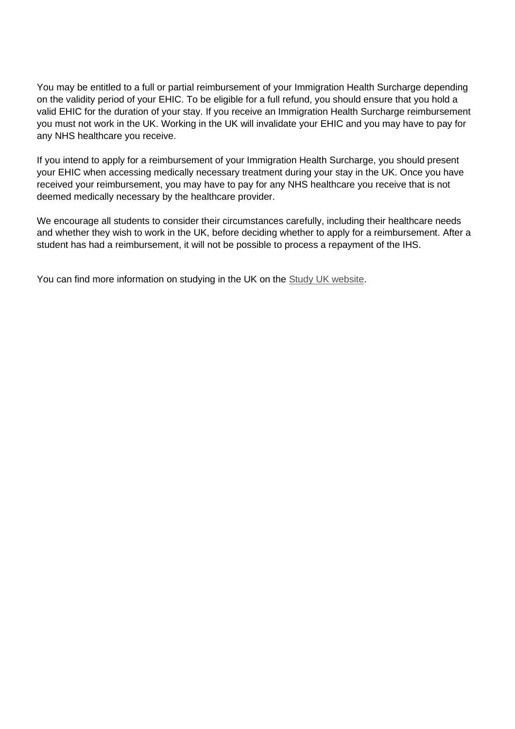You may be entitled to a full or partial reimbursement of your Immigration Health Surcharge depending on the validity period of your EHIC. To be eligible for a full refund, you should ensure that you hold a valid EHIC for the duration of your stay. If you receive an Immigration Health Surcharge reimbursement you must not work in the UK. Working in the UK will invalidate your EHIC and you may have to pay for any NHS healthcare you receive.

If you intend to apply for a reimbursement of your Immigration Health Surcharge, you should present your EHIC when accessing medically necessary treatment during your stay in the UK. Once you have received your reimbursement, you may have to pay for any NHS healthcare you receive that is not deemed medically necessary by the healthcare provider.

We encourage all students to consider their circumstances carefully, including their healthcare needs and whether they wish to work in the UK, before deciding whether to apply for a reimbursement. After a student has had a reimbursement, it will not be possible to process a repayment of the IHS.

You can find more information on studying in the UK on the Study UK website.